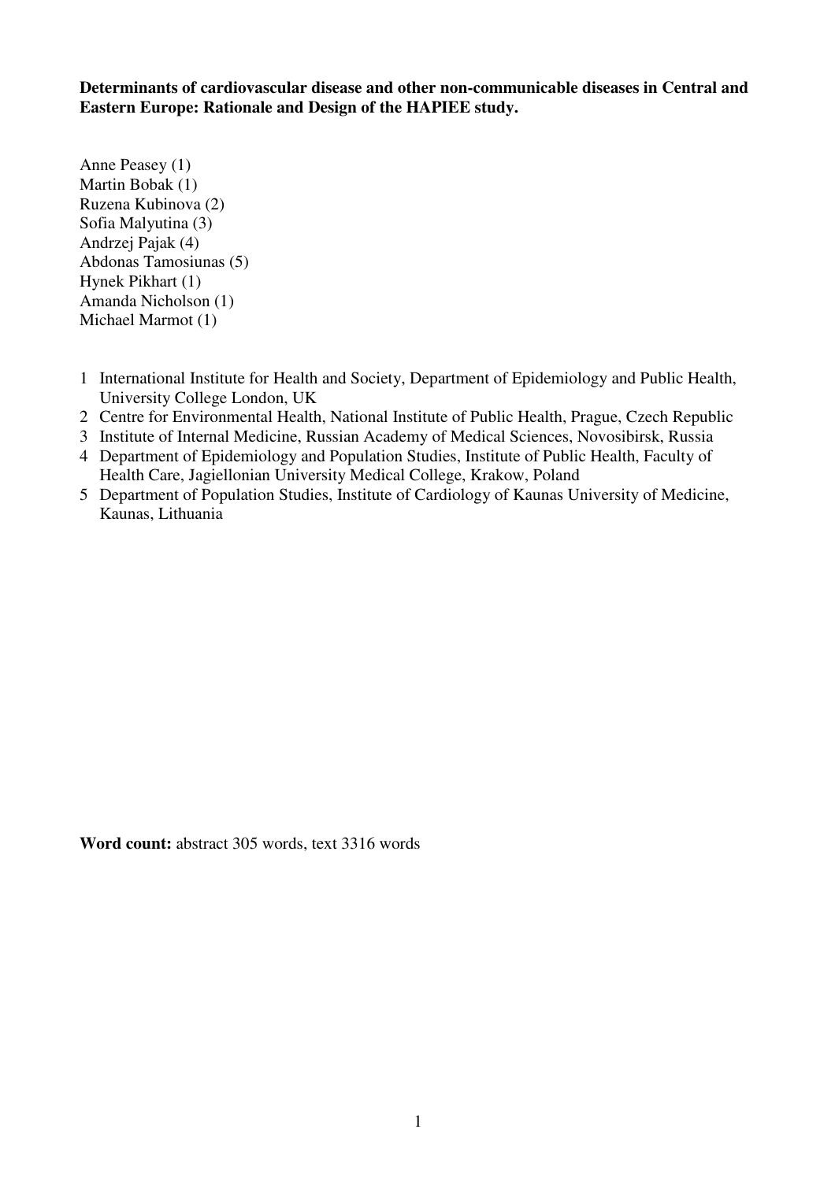**Determinants of cardiovascular disease and other non-communicable diseases in Central and Eastern Europe: Rationale and Design of the HAPIEE study.**

Anne Peasey (1)
Martin Bobak (1)
Ruzena Kubinova (2)
Sofia Malyutina (3)
Andrzej Pajak (4)
Abdonas Tamosiunas (5)
Hynek Pikhart (1)
Amanda Nicholson (1)
Michael Marmot (1)

1. International Institute for Health and Society, Department of Epidemiology and Public Health, University College London, UK
2. Centre for Environmental Health, National Institute of Public Health, Prague, Czech Republic
3. Institute of Internal Medicine, Russian Academy of Medical Sciences, Novosibirsk, Russia
4. Department of Epidemiology and Population Studies, Institute of Public Health, Faculty of Health Care, Jagiellonian University Medical College, Krakow, Poland
5. Department of Population Studies, Institute of Cardiology of Kaunas University of Medicine, Kaunas, Lithuania

**Word count:** abstract 305 words, text 3316 words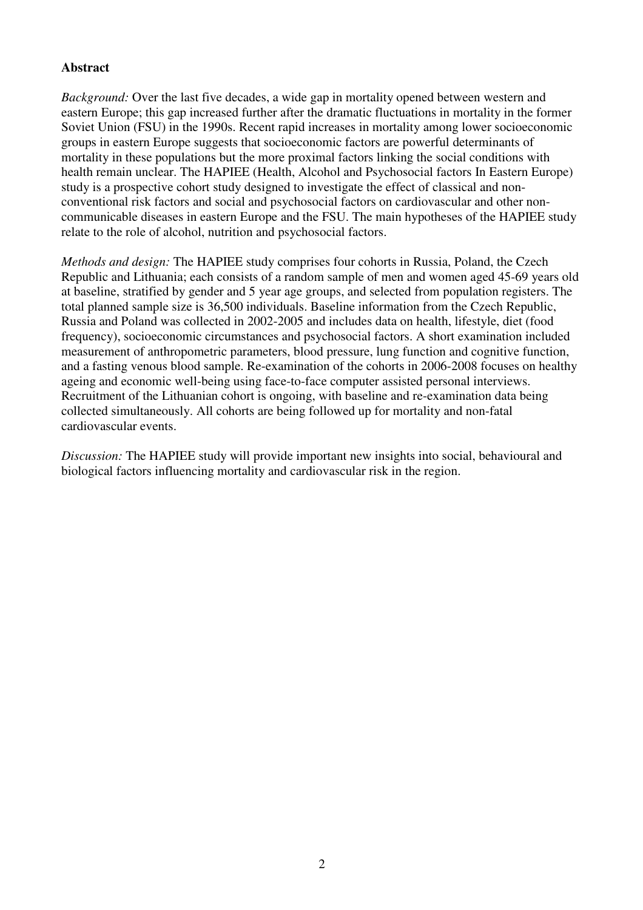## Abstract

*Background:* Over the last five decades, a wide gap in mortality opened between western and eastern Europe; this gap increased further after the dramatic fluctuations in mortality in the former Soviet Union (FSU) in the 1990s. Recent rapid increases in mortality among lower socioeconomic groups in eastern Europe suggests that socioeconomic factors are powerful determinants of mortality in these populations but the more proximal factors linking the social conditions with health remain unclear. The HAPIEE (Health, Alcohol and Psychosocial factors In Eastern Europe) study is a prospective cohort study designed to investigate the effect of classical and non-conventional risk factors and social and psychosocial factors on cardiovascular and other non-communicable diseases in eastern Europe and the FSU. The main hypotheses of the HAPIEE study relate to the role of alcohol, nutrition and psychosocial factors.

*Methods and design:* The HAPIEE study comprises four cohorts in Russia, Poland, the Czech Republic and Lithuania; each consists of a random sample of men and women aged 45-69 years old at baseline, stratified by gender and 5 year age groups, and selected from population registers. The total planned sample size is 36,500 individuals. Baseline information from the Czech Republic, Russia and Poland was collected in 2002-2005 and includes data on health, lifestyle, diet (food frequency), socioeconomic circumstances and psychosocial factors. A short examination included measurement of anthropometric parameters, blood pressure, lung function and cognitive function, and a fasting venous blood sample. Re-examination of the cohorts in 2006-2008 focuses on healthy ageing and economic well-being using face-to-face computer assisted personal interviews. Recruitment of the Lithuanian cohort is ongoing, with baseline and re-examination data being collected simultaneously. All cohorts are being followed up for mortality and non-fatal cardiovascular events.

*Discussion:* The HAPIEE study will provide important new insights into social, behavioural and biological factors influencing mortality and cardiovascular risk in the region.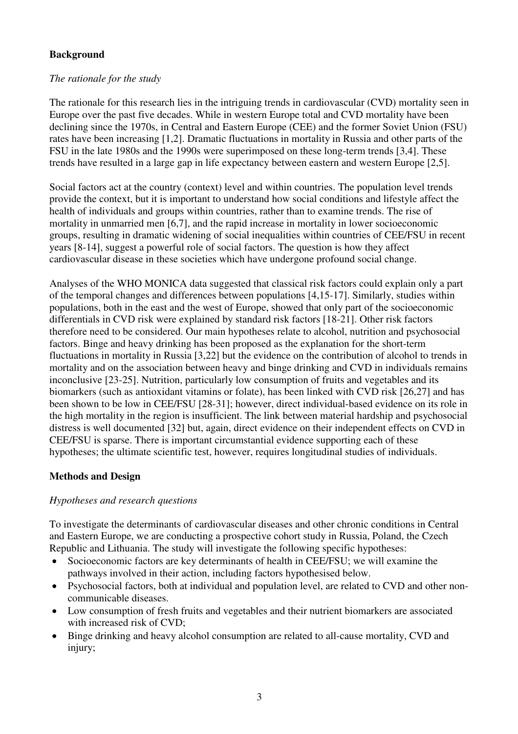## Background

### *The rationale for the study*

The rationale for this research lies in the intriguing trends in cardiovascular (CVD) mortality seen in Europe over the past five decades. While in western Europe total and CVD mortality have been declining since the 1970s, in Central and Eastern Europe (CEE) and the former Soviet Union (FSU) rates have been increasing [1,2]. Dramatic fluctuations in mortality in Russia and other parts of the FSU in the late 1980s and the 1990s were superimposed on these long-term trends [3,4]. These trends have resulted in a large gap in life expectancy between eastern and western Europe [2,5].

Social factors act at the country (context) level and within countries. The population level trends provide the context, but it is important to understand how social conditions and lifestyle affect the health of individuals and groups within countries, rather than to examine trends. The rise of mortality in unmarried men [6,7], and the rapid increase in mortality in lower socioeconomic groups, resulting in dramatic widening of social inequalities within countries of CEE/FSU in recent years [8-14], suggest a powerful role of social factors. The question is how they affect cardiovascular disease in these societies which have undergone profound social change.

Analyses of the WHO MONICA data suggested that classical risk factors could explain only a part of the temporal changes and differences between populations [4,15-17]. Similarly, studies within populations, both in the east and the west of Europe, showed that only part of the socioeconomic differentials in CVD risk were explained by standard risk factors [18-21]. Other risk factors therefore need to be considered. Our main hypotheses relate to alcohol, nutrition and psychosocial factors. Binge and heavy drinking has been proposed as the explanation for the short-term fluctuations in mortality in Russia [3,22] but the evidence on the contribution of alcohol to trends in mortality and on the association between heavy and binge drinking and CVD in individuals remains inconclusive [23-25]. Nutrition, particularly low consumption of fruits and vegetables and its biomarkers (such as antioxidant vitamins or folate), has been linked with CVD risk [26,27] and has been shown to be low in CEE/FSU [28-31]; however, direct individual-based evidence on its role in the high mortality in the region is insufficient. The link between material hardship and psychosocial distress is well documented [32] but, again, direct evidence on their independent effects on CVD in CEE/FSU is sparse. There is important circumstantial evidence supporting each of these hypotheses; the ultimate scientific test, however, requires longitudinal studies of individuals.

## Methods and Design

### *Hypotheses and research questions*

To investigate the determinants of cardiovascular diseases and other chronic conditions in Central and Eastern Europe, we are conducting a prospective cohort study in Russia, Poland, the Czech Republic and Lithuania. The study will investigate the following specific hypotheses:

- Socioeconomic factors are key determinants of health in CEE/FSU; we will examine the pathways involved in their action, including factors hypothesised below.
- Psychosocial factors, both at individual and population level, are related to CVD and other non-communicable diseases.
- Low consumption of fresh fruits and vegetables and their nutrient biomarkers are associated with increased risk of CVD;
- Binge drinking and heavy alcohol consumption are related to all-cause mortality, CVD and injury;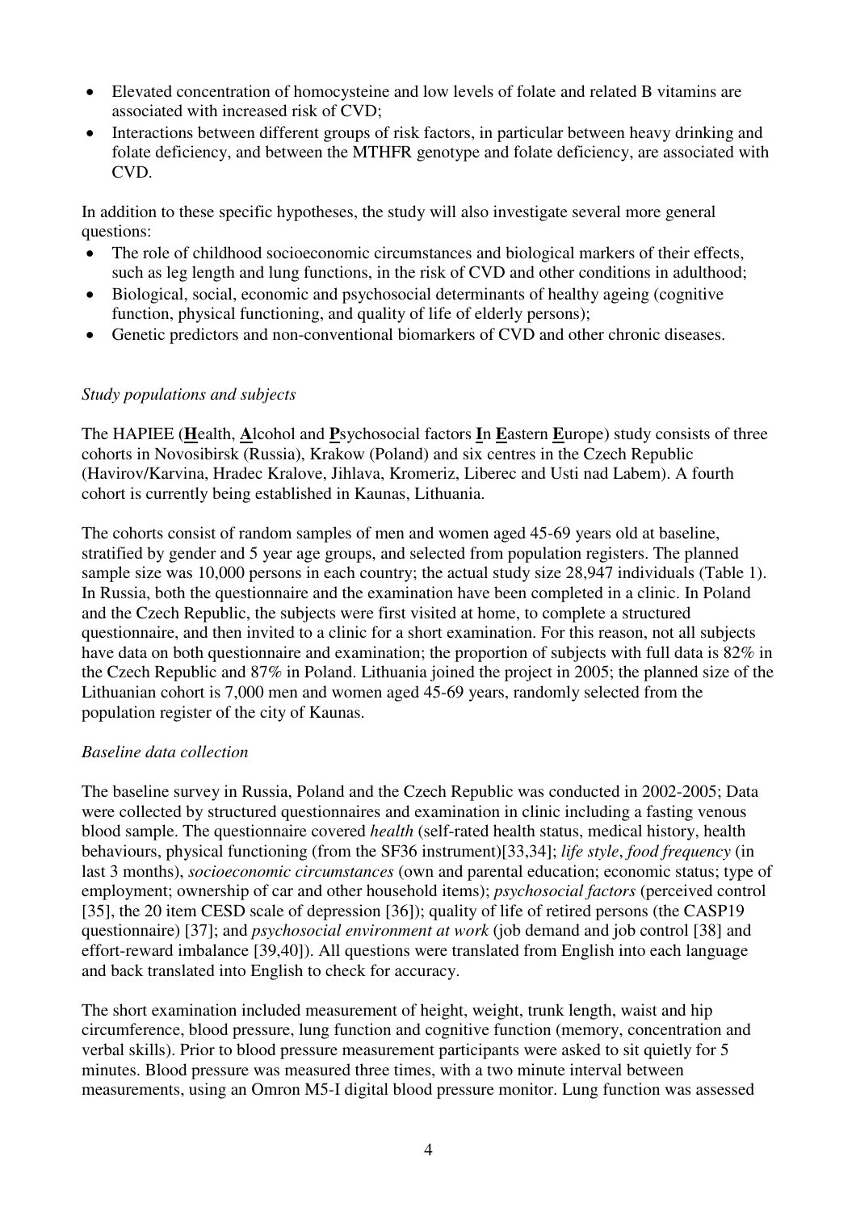- Elevated concentration of homocysteine and low levels of folate and related B vitamins are associated with increased risk of CVD;
- Interactions between different groups of risk factors, in particular between heavy drinking and folate deficiency, and between the MTHFR genotype and folate deficiency, are associated with CVD.

In addition to these specific hypotheses, the study will also investigate several more general questions:

- The role of childhood socioeconomic circumstances and biological markers of their effects, such as leg length and lung functions, in the risk of CVD and other conditions in adulthood;
- Biological, social, economic and psychosocial determinants of healthy ageing (cognitive function, physical functioning, and quality of life of elderly persons);
- Genetic predictors and non-conventional biomarkers of CVD and other chronic diseases.

*Study populations and subjects*

The HAPIEE (**H**ealth, **A**lcohol and **P**sychosocial factors **I**n **E**astern **E**urope) study consists of three cohorts in Novosibirsk (Russia), Krakow (Poland) and six centres in the Czech Republic (Havirov/Karvina, Hradec Kralove, Jihlava, Kromeriz, Liberec and Usti nad Labem). A fourth cohort is currently being established in Kaunas, Lithuania.

The cohorts consist of random samples of men and women aged 45-69 years old at baseline, stratified by gender and 5 year age groups, and selected from population registers. The planned sample size was 10,000 persons in each country; the actual study size 28,947 individuals (Table 1). In Russia, both the questionnaire and the examination have been completed in a clinic. In Poland and the Czech Republic, the subjects were first visited at home, to complete a structured questionnaire, and then invited to a clinic for a short examination. For this reason, not all subjects have data on both questionnaire and examination; the proportion of subjects with full data is 82% in the Czech Republic and 87% in Poland. Lithuania joined the project in 2005; the planned size of the Lithuanian cohort is 7,000 men and women aged 45-69 years, randomly selected from the population register of the city of Kaunas.

*Baseline data collection*

The baseline survey in Russia, Poland and the Czech Republic was conducted in 2002-2005; Data were collected by structured questionnaires and examination in clinic including a fasting venous blood sample. The questionnaire covered *health* (self-rated health status, medical history, health behaviours, physical functioning (from the SF36 instrument)[33,34]; *life style*, *food frequency* (in last 3 months), *socioeconomic circumstances* (own and parental education; economic status; type of employment; ownership of car and other household items); *psychosocial factors* (perceived control [35], the 20 item CESD scale of depression [36]); quality of life of retired persons (the CASP19 questionnaire) [37]; and *psychosocial environment at work* (job demand and job control [38] and effort-reward imbalance [39,40]). All questions were translated from English into each language and back translated into English to check for accuracy.

The short examination included measurement of height, weight, trunk length, waist and hip circumference, blood pressure, lung function and cognitive function (memory, concentration and verbal skills). Prior to blood pressure measurement participants were asked to sit quietly for 5 minutes. Blood pressure was measured three times, with a two minute interval between measurements, using an Omron M5-I digital blood pressure monitor. Lung function was assessed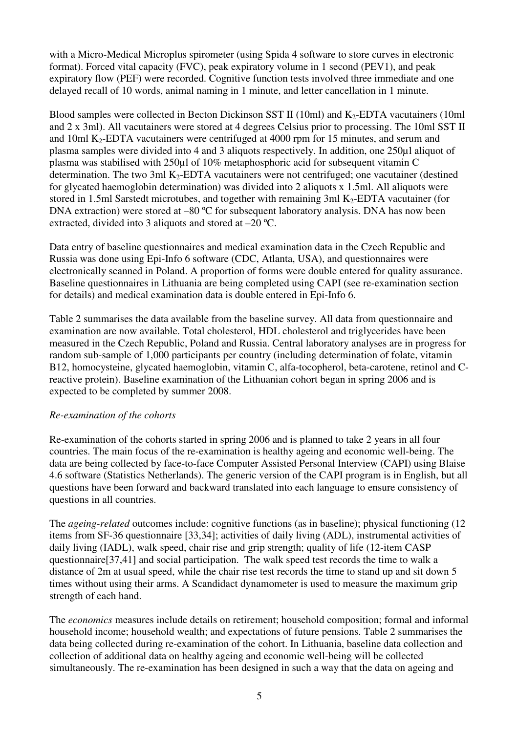with a Micro-Medical Microplus spirometer (using Spida 4 software to store curves in electronic format). Forced vital capacity (FVC), peak expiratory volume in 1 second (PEV1), and peak expiratory flow (PEF) were recorded. Cognitive function tests involved three immediate and one delayed recall of 10 words, animal naming in 1 minute, and letter cancellation in 1 minute.

Blood samples were collected in Becton Dickinson SST II (10ml) and $K_2$-EDTA vacutainers (10ml and 2 x 3ml). All vacutainers were stored at 4 degrees Celsius prior to processing. The 10ml SST II and 10ml $K_2$-EDTA vacutainers were centrifuged at 4000 rpm for 15 minutes, and serum and plasma samples were divided into 4 and 3 aliquots respectively. In addition, one 250µl aliquot of plasma was stabilised with 250µl of 10% metaphosphoric acid for subsequent vitamin C determination. The two 3ml $K_2$-EDTA vacutainers were not centrifuged; one vacutainer (destined for glycated haemoglobin determination) was divided into 2 aliquots x 1.5ml. All aliquots were stored in 1.5ml Sarstedt microtubes, and together with remaining 3ml $K_2$-EDTA vacutainer (for DNA extraction) were stored at –80 ºC for subsequent laboratory analysis. DNA has now been extracted, divided into 3 aliquots and stored at –20 ºC.

Data entry of baseline questionnaires and medical examination data in the Czech Republic and Russia was done using Epi-Info 6 software (CDC, Atlanta, USA), and questionnaires were electronically scanned in Poland. A proportion of forms were double entered for quality assurance. Baseline questionnaires in Lithuania are being completed using CAPI (see re-examination section for details) and medical examination data is double entered in Epi-Info 6.

Table 2 summarises the data available from the baseline survey. All data from questionnaire and examination are now available. Total cholesterol, HDL cholesterol and triglycerides have been measured in the Czech Republic, Poland and Russia. Central laboratory analyses are in progress for random sub-sample of 1,000 participants per country (including determination of folate, vitamin B12, homocysteine, glycated haemoglobin, vitamin C, alfa-tocopherol, beta-carotene, retinol and C-reactive protein). Baseline examination of the Lithuanian cohort began in spring 2006 and is expected to be completed by summer 2008.

*Re-examination of the cohorts*

Re-examination of the cohorts started in spring 2006 and is planned to take 2 years in all four countries. The main focus of the re-examination is healthy ageing and economic well-being. The data are being collected by face-to-face Computer Assisted Personal Interview (CAPI) using Blaise 4.6 software (Statistics Netherlands). The generic version of the CAPI program is in English, but all questions have been forward and backward translated into each language to ensure consistency of questions in all countries.

The *ageing-related* outcomes include: cognitive functions (as in baseline); physical functioning (12 items from SF-36 questionnaire [33,34]; activities of daily living (ADL), instrumental activities of daily living (IADL), walk speed, chair rise and grip strength; quality of life (12-item CASP questionnaire[37,41] and social participation. The walk speed test records the time to walk a distance of 2m at usual speed, while the chair rise test records the time to stand up and sit down 5 times without using their arms. A Scandidact dynamometer is used to measure the maximum grip strength of each hand.

The *economics* measures include details on retirement; household composition; formal and informal household income; household wealth; and expectations of future pensions. Table 2 summarises the data being collected during re-examination of the cohort. In Lithuania, baseline data collection and collection of additional data on healthy ageing and economic well-being will be collected simultaneously. The re-examination has been designed in such a way that the data on ageing and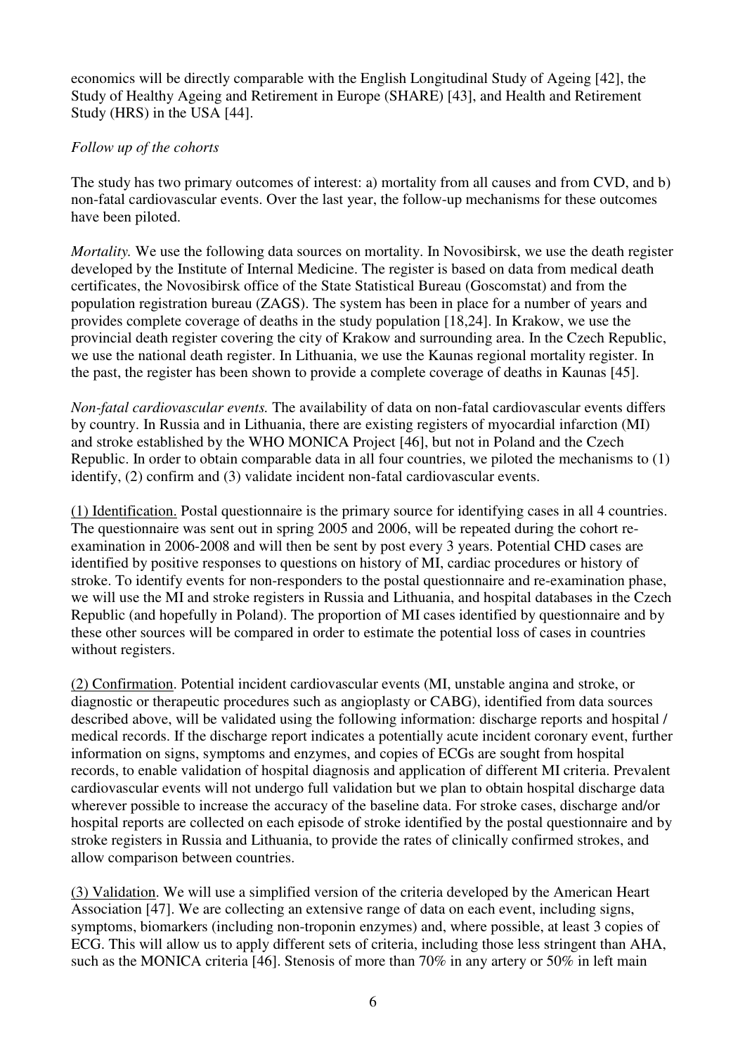economics will be directly comparable with the English Longitudinal Study of Ageing [42], the Study of Healthy Ageing and Retirement in Europe (SHARE) [43], and Health and Retirement Study (HRS) in the USA [44].

*Follow up of the cohorts*

The study has two primary outcomes of interest: a) mortality from all causes and from CVD, and b) non-fatal cardiovascular events. Over the last year, the follow-up mechanisms for these outcomes have been piloted.

*Mortality.* We use the following data sources on mortality. In Novosibirsk, we use the death register developed by the Institute of Internal Medicine. The register is based on data from medical death certificates, the Novosibirsk office of the State Statistical Bureau (Goscomstat) and from the population registration bureau (ZAGS). The system has been in place for a number of years and provides complete coverage of deaths in the study population [18,24]. In Krakow, we use the provincial death register covering the city of Krakow and surrounding area. In the Czech Republic, we use the national death register. In Lithuania, we use the Kaunas regional mortality register. In the past, the register has been shown to provide a complete coverage of deaths in Kaunas [45].

*Non-fatal cardiovascular events.* The availability of data on non-fatal cardiovascular events differs by country. In Russia and in Lithuania, there are existing registers of myocardial infarction (MI) and stroke established by the WHO MONICA Project [46], but not in Poland and the Czech Republic. In order to obtain comparable data in all four countries, we piloted the mechanisms to (1) identify, (2) confirm and (3) validate incident non-fatal cardiovascular events.

<u>(1) Identification.</u> Postal questionnaire is the primary source for identifying cases in all 4 countries. The questionnaire was sent out in spring 2005 and 2006, will be repeated during the cohort re-examination in 2006-2008 and will then be sent by post every 3 years. Potential CHD cases are identified by positive responses to questions on history of MI, cardiac procedures or history of stroke. To identify events for non-responders to the postal questionnaire and re-examination phase, we will use the MI and stroke registers in Russia and Lithuania, and hospital databases in the Czech Republic (and hopefully in Poland). The proportion of MI cases identified by questionnaire and by these other sources will be compared in order to estimate the potential loss of cases in countries without registers.

<u>(2) Confirmation</u>. Potential incident cardiovascular events (MI, unstable angina and stroke, or diagnostic or therapeutic procedures such as angioplasty or CABG), identified from data sources described above, will be validated using the following information: discharge reports and hospital / medical records. If the discharge report indicates a potentially acute incident coronary event, further information on signs, symptoms and enzymes, and copies of ECGs are sought from hospital records, to enable validation of hospital diagnosis and application of different MI criteria. Prevalent cardiovascular events will not undergo full validation but we plan to obtain hospital discharge data wherever possible to increase the accuracy of the baseline data. For stroke cases, discharge and/or hospital reports are collected on each episode of stroke identified by the postal questionnaire and by stroke registers in Russia and Lithuania, to provide the rates of clinically confirmed strokes, and allow comparison between countries.

<u>(3) Validation</u>. We will use a simplified version of the criteria developed by the American Heart Association [47]. We are collecting an extensive range of data on each event, including signs, symptoms, biomarkers (including non-troponin enzymes) and, where possible, at least 3 copies of ECG. This will allow us to apply different sets of criteria, including those less stringent than AHA, such as the MONICA criteria [46]. Stenosis of more than 70% in any artery or 50% in left main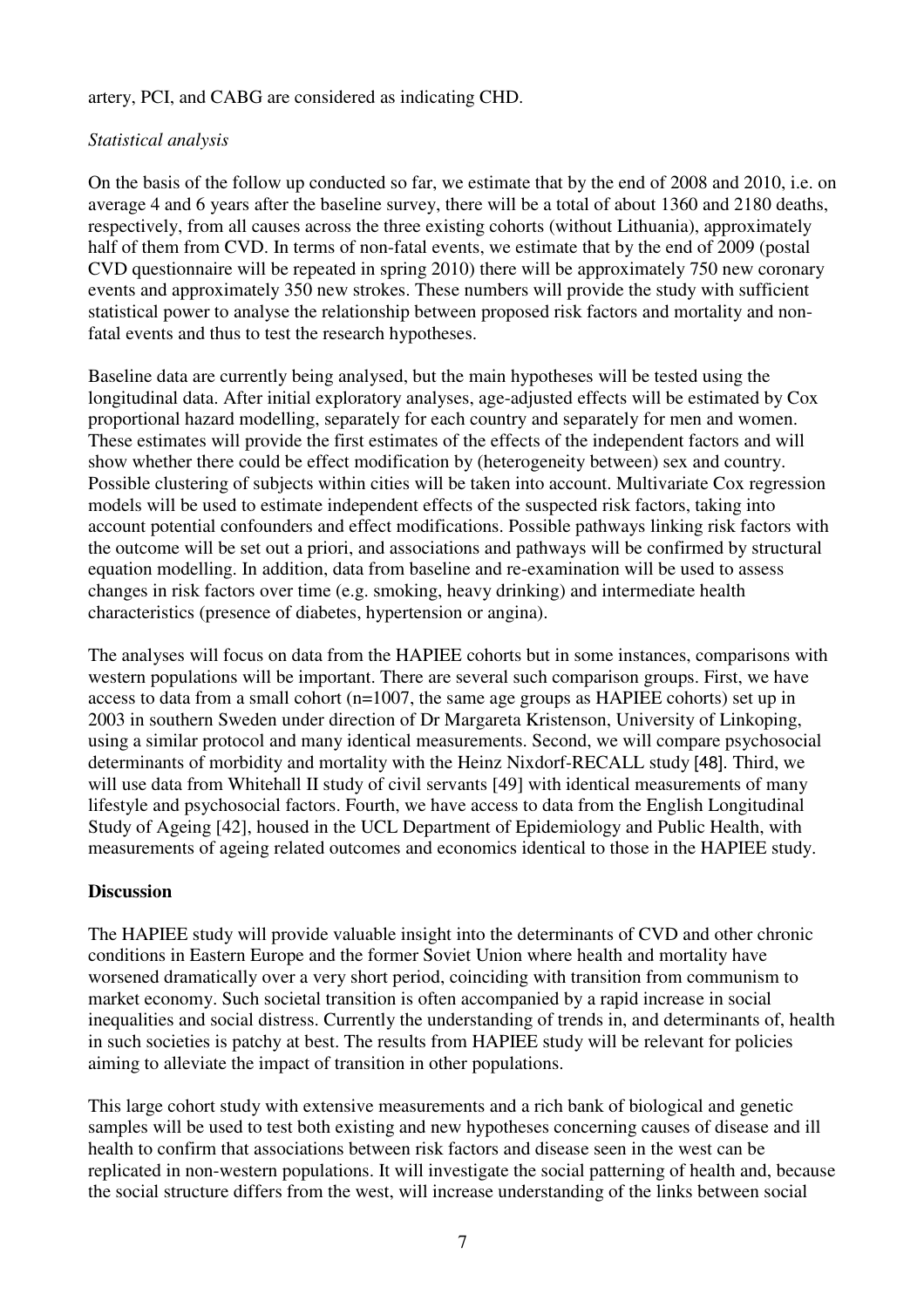artery, PCI, and CABG are considered as indicating CHD.

*Statistical analysis*

On the basis of the follow up conducted so far, we estimate that by the end of 2008 and 2010, i.e. on average 4 and 6 years after the baseline survey, there will be a total of about 1360 and 2180 deaths, respectively, from all causes across the three existing cohorts (without Lithuania), approximately half of them from CVD. In terms of non-fatal events, we estimate that by the end of 2009 (postal CVD questionnaire will be repeated in spring 2010) there will be approximately 750 new coronary events and approximately 350 new strokes. These numbers will provide the study with sufficient statistical power to analyse the relationship between proposed risk factors and mortality and non-fatal events and thus to test the research hypotheses.

Baseline data are currently being analysed, but the main hypotheses will be tested using the longitudinal data. After initial exploratory analyses, age-adjusted effects will be estimated by Cox proportional hazard modelling, separately for each country and separately for men and women. These estimates will provide the first estimates of the effects of the independent factors and will show whether there could be effect modification by (heterogeneity between) sex and country. Possible clustering of subjects within cities will be taken into account. Multivariate Cox regression models will be used to estimate independent effects of the suspected risk factors, taking into account potential confounders and effect modifications. Possible pathways linking risk factors with the outcome will be set out a priori, and associations and pathways will be confirmed by structural equation modelling. In addition, data from baseline and re-examination will be used to assess changes in risk factors over time (e.g. smoking, heavy drinking) and intermediate health characteristics (presence of diabetes, hypertension or angina).

The analyses will focus on data from the HAPIEE cohorts but in some instances, comparisons with western populations will be important. There are several such comparison groups. First, we have access to data from a small cohort (n=1007, the same age groups as HAPIEE cohorts) set up in 2003 in southern Sweden under direction of Dr Margareta Kristenson, University of Linkoping, using a similar protocol and many identical measurements. Second, we will compare psychosocial determinants of morbidity and mortality with the Heinz Nixdorf-RECALL study [48]. Third, we will use data from Whitehall II study of civil servants [49] with identical measurements of many lifestyle and psychosocial factors. Fourth, we have access to data from the English Longitudinal Study of Ageing [42], housed in the UCL Department of Epidemiology and Public Health, with measurements of ageing related outcomes and economics identical to those in the HAPIEE study.

**Discussion**

The HAPIEE study will provide valuable insight into the determinants of CVD and other chronic conditions in Eastern Europe and the former Soviet Union where health and mortality have worsened dramatically over a very short period, coinciding with transition from communism to market economy. Such societal transition is often accompanied by a rapid increase in social inequalities and social distress. Currently the understanding of trends in, and determinants of, health in such societies is patchy at best. The results from HAPIEE study will be relevant for policies aiming to alleviate the impact of transition in other populations.

This large cohort study with extensive measurements and a rich bank of biological and genetic samples will be used to test both existing and new hypotheses concerning causes of disease and ill health to confirm that associations between risk factors and disease seen in the west can be replicated in non-western populations. It will investigate the social patterning of health and, because the social structure differs from the west, will increase understanding of the links between social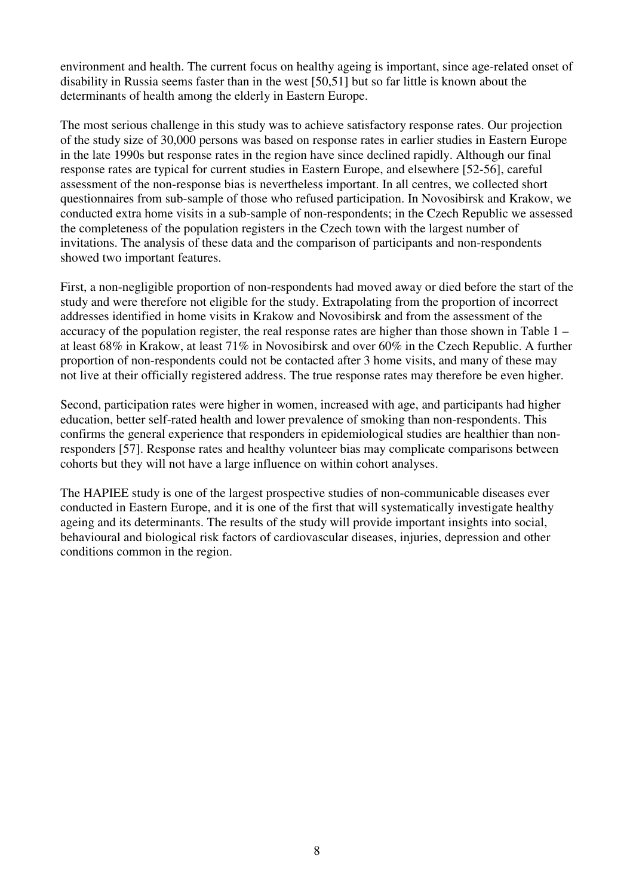environment and health. The current focus on healthy ageing is important, since age-related onset of disability in Russia seems faster than in the west [50,51] but so far little is known about the determinants of health among the elderly in Eastern Europe.

The most serious challenge in this study was to achieve satisfactory response rates. Our projection of the study size of 30,000 persons was based on response rates in earlier studies in Eastern Europe in the late 1990s but response rates in the region have since declined rapidly. Although our final response rates are typical for current studies in Eastern Europe, and elsewhere [52-56], careful assessment of the non-response bias is nevertheless important. In all centres, we collected short questionnaires from sub-sample of those who refused participation. In Novosibirsk and Krakow, we conducted extra home visits in a sub-sample of non-respondents; in the Czech Republic we assessed the completeness of the population registers in the Czech town with the largest number of invitations. The analysis of these data and the comparison of participants and non-respondents showed two important features.

First, a non-negligible proportion of non-respondents had moved away or died before the start of the study and were therefore not eligible for the study. Extrapolating from the proportion of incorrect addresses identified in home visits in Krakow and Novosibirsk and from the assessment of the accuracy of the population register, the real response rates are higher than those shown in Table 1 – at least 68% in Krakow, at least 71% in Novosibirsk and over 60% in the Czech Republic. A further proportion of non-respondents could not be contacted after 3 home visits, and many of these may not live at their officially registered address. The true response rates may therefore be even higher.

Second, participation rates were higher in women, increased with age, and participants had higher education, better self-rated health and lower prevalence of smoking than non-respondents. This confirms the general experience that responders in epidemiological studies are healthier than non-responders [57]. Response rates and healthy volunteer bias may complicate comparisons between cohorts but they will not have a large influence on within cohort analyses.

The HAPIEE study is one of the largest prospective studies of non-communicable diseases ever conducted in Eastern Europe, and it is one of the first that will systematically investigate healthy ageing and its determinants. The results of the study will provide important insights into social, behavioural and biological risk factors of cardiovascular diseases, injuries, depression and other conditions common in the region.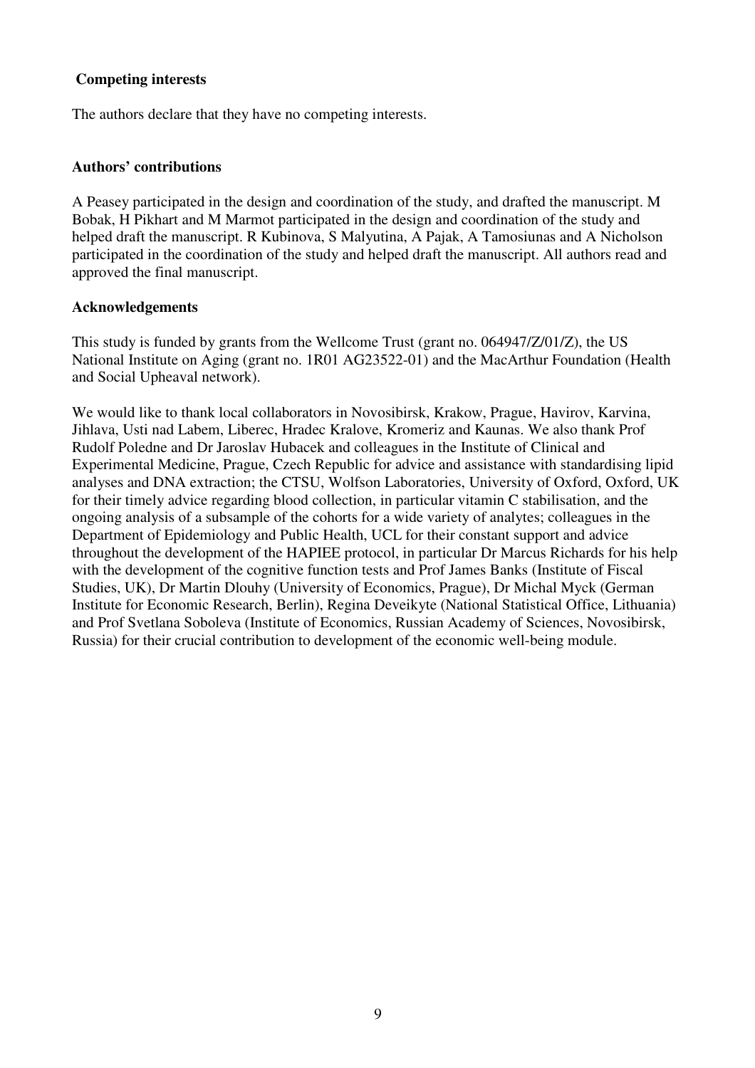## Competing interests

The authors declare that they have no competing interests.

## Authors' contributions

A Peasey participated in the design and coordination of the study, and drafted the manuscript. M Bobak, H Pikhart and M Marmot participated in the design and coordination of the study and helped draft the manuscript. R Kubinova, S Malyutina, A Pajak, A Tamosiunas and A Nicholson participated in the coordination of the study and helped draft the manuscript. All authors read and approved the final manuscript.

## Acknowledgements

This study is funded by grants from the Wellcome Trust (grant no. 064947/Z/01/Z), the US National Institute on Aging (grant no. 1R01 AG23522-01) and the MacArthur Foundation (Health and Social Upheaval network).

We would like to thank local collaborators in Novosibirsk, Krakow, Prague, Havirov, Karvina, Jihlava, Usti nad Labem, Liberec, Hradec Kralove, Kromeriz and Kaunas. We also thank Prof Rudolf Poledne and Dr Jaroslav Hubacek and colleagues in the Institute of Clinical and Experimental Medicine, Prague, Czech Republic for advice and assistance with standardising lipid analyses and DNA extraction; the CTSU, Wolfson Laboratories, University of Oxford, Oxford, UK for their timely advice regarding blood collection, in particular vitamin C stabilisation, and the ongoing analysis of a subsample of the cohorts for a wide variety of analytes; colleagues in the Department of Epidemiology and Public Health, UCL for their constant support and advice throughout the development of the HAPIEE protocol, in particular Dr Marcus Richards for his help with the development of the cognitive function tests and Prof James Banks (Institute of Fiscal Studies, UK), Dr Martin Dlouhy (University of Economics, Prague), Dr Michal Myck (German Institute for Economic Research, Berlin), Regina Deveikyte (National Statistical Office, Lithuania) and Prof Svetlana Soboleva (Institute of Economics, Russian Academy of Sciences, Novosibirsk, Russia) for their crucial contribution to development of the economic well-being module.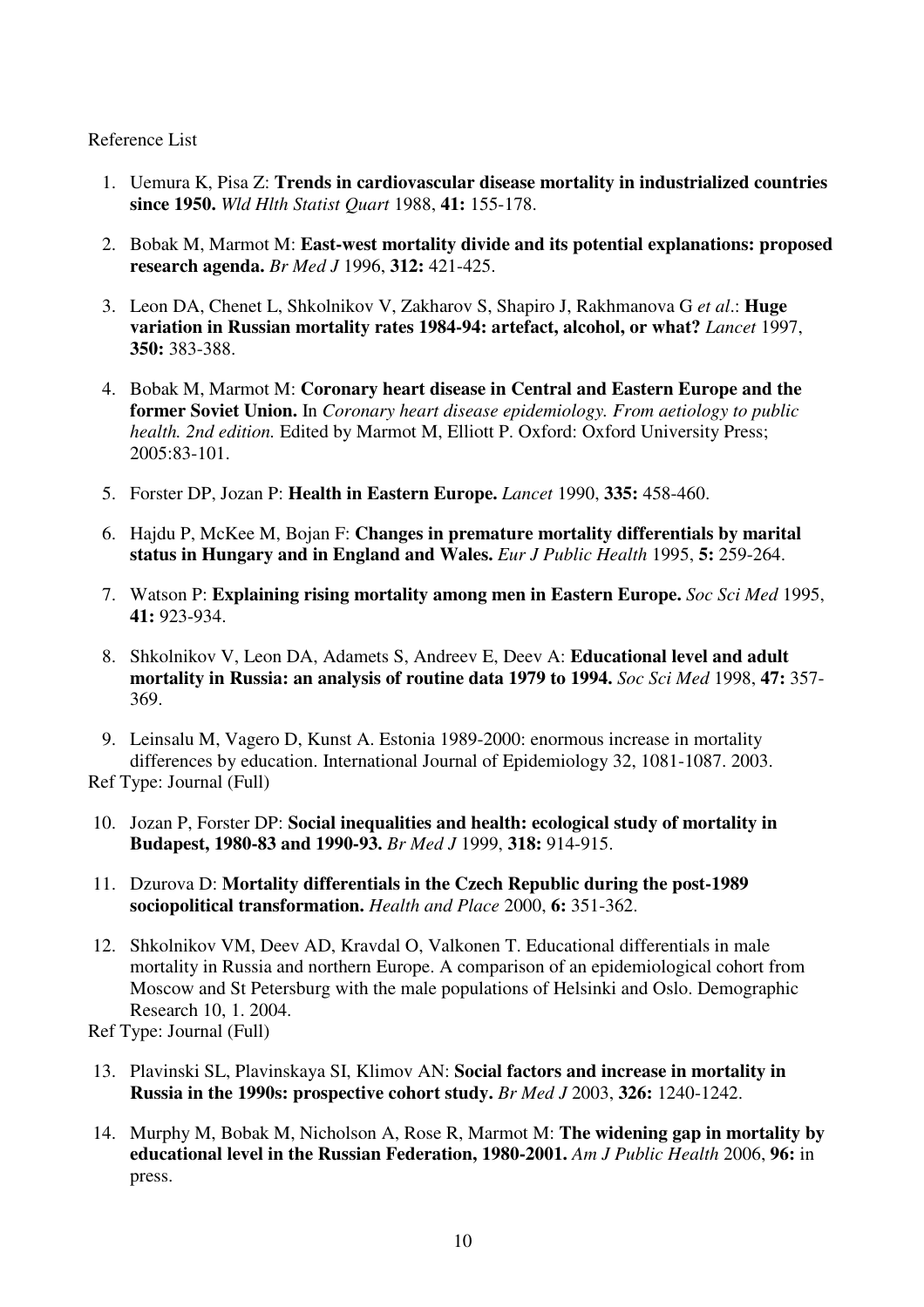Reference List

1. Uemura K, Pisa Z: **Trends in cardiovascular disease mortality in industrialized countries since 1950.** *Wld Hlth Statist Quart* 1988, **41:** 155-178.

2. Bobak M, Marmot M: **East-west mortality divide and its potential explanations: proposed research agenda.** *Br Med J* 1996, **312:** 421-425.

3. Leon DA, Chenet L, Shkolnikov V, Zakharov S, Shapiro J, Rakhmanova G *et al*.: **Huge variation in Russian mortality rates 1984-94: artefact, alcohol, or what?** *Lancet* 1997, **350:** 383-388.

4. Bobak M, Marmot M: **Coronary heart disease in Central and Eastern Europe and the former Soviet Union.** In *Coronary heart disease epidemiology. From aetiology to public health. 2nd edition.* Edited by Marmot M, Elliott P. Oxford: Oxford University Press; 2005:83-101.

5. Forster DP, Jozan P: **Health in Eastern Europe.** *Lancet* 1990, **335:** 458-460.

6. Hajdu P, McKee M, Bojan F: **Changes in premature mortality differentials by marital status in Hungary and in England and Wales.** *Eur J Public Health* 1995, **5:** 259-264.

7. Watson P: **Explaining rising mortality among men in Eastern Europe.** *Soc Sci Med* 1995, **41:** 923-934.

8. Shkolnikov V, Leon DA, Adamets S, Andreev E, Deev A: **Educational level and adult mortality in Russia: an analysis of routine data 1979 to 1994.** *Soc Sci Med* 1998, **47:** 357-369.

9. Leinsalu M, Vagero D, Kunst A. Estonia 1989-2000: enormous increase in mortality differences by education. International Journal of Epidemiology 32, 1081-1087. 2003.

Ref Type: Journal (Full)

10. Jozan P, Forster DP: **Social inequalities and health: ecological study of mortality in Budapest, 1980-83 and 1990-93.** *Br Med J* 1999, **318:** 914-915.

11. Dzurova D: **Mortality differentials in the Czech Republic during the post-1989 sociopolitical transformation.** *Health and Place* 2000, **6:** 351-362.

12. Shkolnikov VM, Deev AD, Kravdal O, Valkonen T. Educational differentials in male mortality in Russia and northern Europe. A comparison of an epidemiological cohort from Moscow and St Petersburg with the male populations of Helsinki and Oslo. Demographic Research 10, 1. 2004.

Ref Type: Journal (Full)

13. Plavinski SL, Plavinskaya SI, Klimov AN: **Social factors and increase in mortality in Russia in the 1990s: prospective cohort study.** *Br Med J* 2003, **326:** 1240-1242.

14. Murphy M, Bobak M, Nicholson A, Rose R, Marmot M: **The widening gap in mortality by educational level in the Russian Federation, 1980-2001.** *Am J Public Health* 2006, **96:** in press.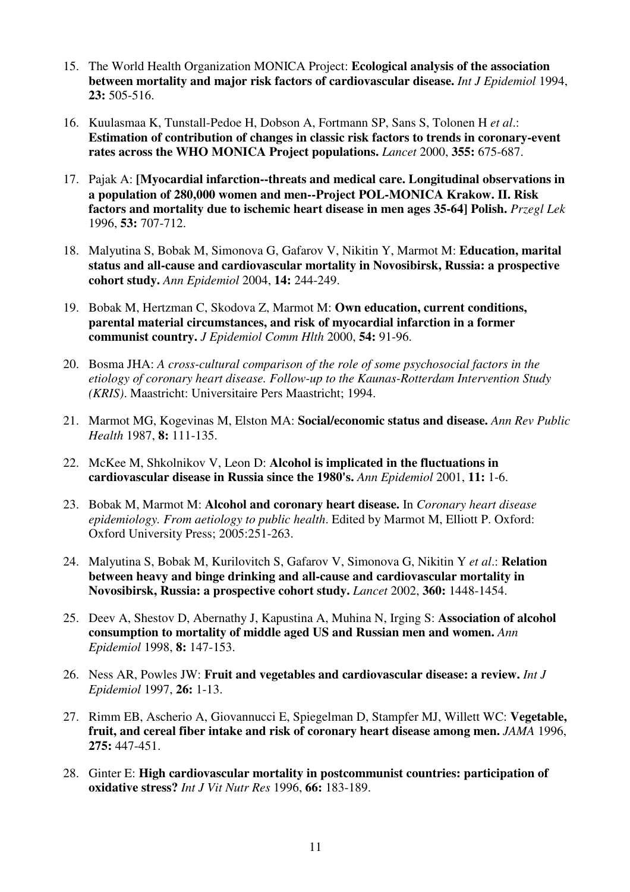15. The World Health Organization MONICA Project: **Ecological analysis of the association between mortality and major risk factors of cardiovascular disease.** *Int J Epidemiol* 1994, **23:** 505-516.

16. Kuulasmaa K, Tunstall-Pedoe H, Dobson A, Fortmann SP, Sans S, Tolonen H *et al*.: **Estimation of contribution of changes in classic risk factors to trends in coronary-event rates across the WHO MONICA Project populations.** *Lancet* 2000, **355:** 675-687.

17. Pajak A: **[Myocardial infarction--threats and medical care. Longitudinal observations in a population of 280,000 women and men--Project POL-MONICA Krakow. II. Risk factors and mortality due to ischemic heart disease in men ages 35-64] Polish.** *Przegl Lek* 1996, **53:** 707-712.

18. Malyutina S, Bobak M, Simonova G, Gafarov V, Nikitin Y, Marmot M: **Education, marital status and all-cause and cardiovascular mortality in Novosibirsk, Russia: a prospective cohort study.** *Ann Epidemiol* 2004, **14:** 244-249.

19. Bobak M, Hertzman C, Skodova Z, Marmot M: **Own education, current conditions, parental material circumstances, and risk of myocardial infarction in a former communist country.** *J Epidemiol Comm Hlth* 2000, **54:** 91-96.

20. Bosma JHA: *A cross-cultural comparison of the role of some psychosocial factors in the etiology of coronary heart disease. Follow-up to the Kaunas-Rotterdam Intervention Study (KRIS)*. Maastricht: Universitaire Pers Maastricht; 1994.

21. Marmot MG, Kogevinas M, Elston MA: **Social/economic status and disease.** *Ann Rev Public Health* 1987, **8:** 111-135.

22. McKee M, Shkolnikov V, Leon D: **Alcohol is implicated in the fluctuations in cardiovascular disease in Russia since the 1980's.** *Ann Epidemiol* 2001, **11:** 1-6.

23. Bobak M, Marmot M: **Alcohol and coronary heart disease.** In *Coronary heart disease epidemiology. From aetiology to public health*. Edited by Marmot M, Elliott P. Oxford: Oxford University Press; 2005:251-263.

24. Malyutina S, Bobak M, Kurilovitch S, Gafarov V, Simonova G, Nikitin Y *et al*.: **Relation between heavy and binge drinking and all-cause and cardiovascular mortality in Novosibirsk, Russia: a prospective cohort study.** *Lancet* 2002, **360:** 1448-1454.

25. Deev A, Shestov D, Abernathy J, Kapustina A, Muhina N, Irging S: **Association of alcohol consumption to mortality of middle aged US and Russian men and women.** *Ann Epidemiol* 1998, **8:** 147-153.

26. Ness AR, Powles JW: **Fruit and vegetables and cardiovascular disease: a review.** *Int J Epidemiol* 1997, **26:** 1-13.

27. Rimm EB, Ascherio A, Giovannucci E, Spiegelman D, Stampfer MJ, Willett WC: **Vegetable, fruit, and cereal fiber intake and risk of coronary heart disease among men.** *JAMA* 1996, **275:** 447-451.

28. Ginter E: **High cardiovascular mortality in postcommunist countries: participation of oxidative stress?** *Int J Vit Nutr Res* 1996, **66:** 183-189.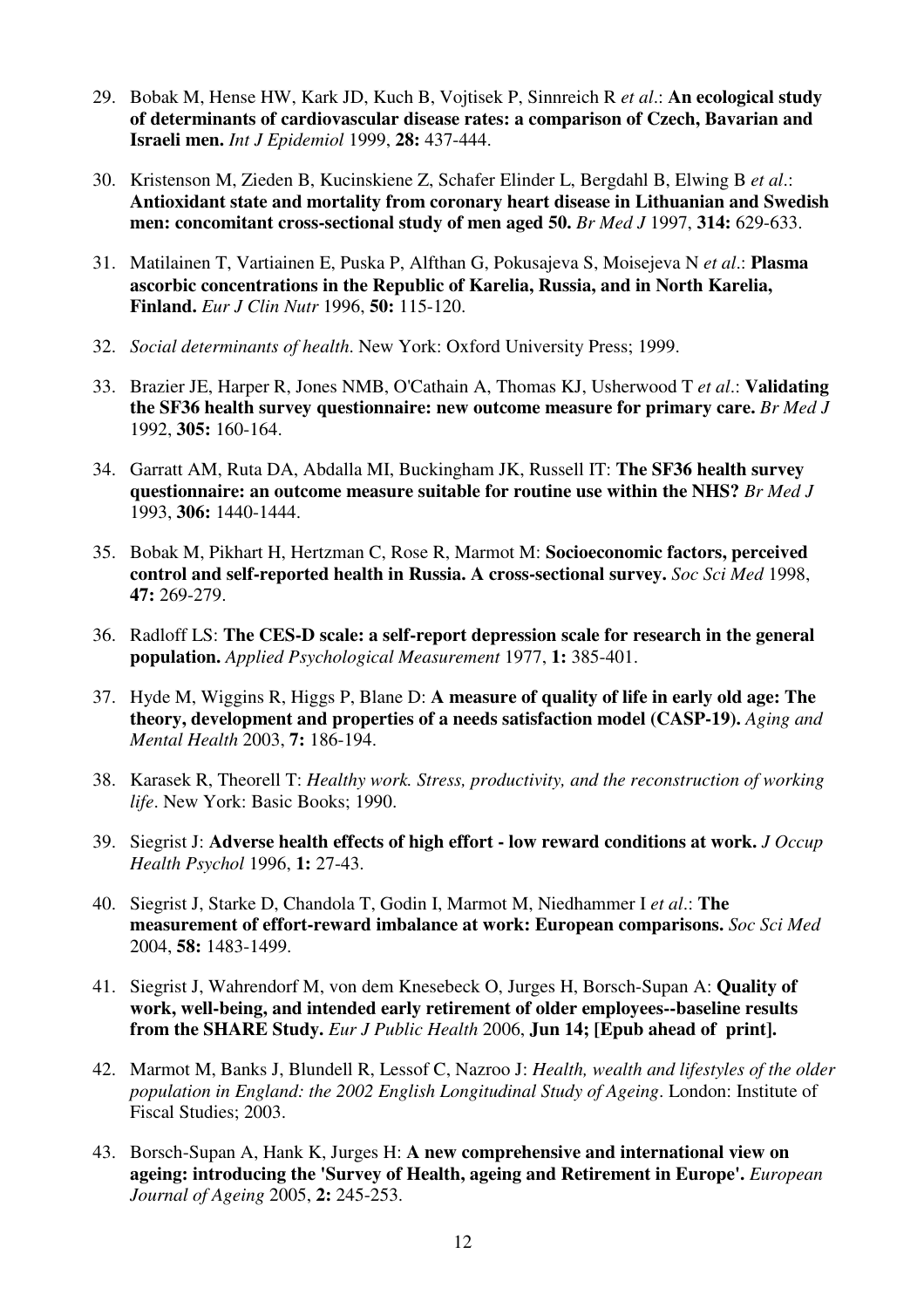29. Bobak M, Hense HW, Kark JD, Kuch B, Vojtisek P, Sinnreich R *et al*.: **An ecological study of determinants of cardiovascular disease rates: a comparison of Czech, Bavarian and Israeli men.** *Int J Epidemiol* 1999, **28:** 437-444.

30. Kristenson M, Zieden B, Kucinskiene Z, Schafer Elinder L, Bergdahl B, Elwing B *et al*.: **Antioxidant state and mortality from coronary heart disease in Lithuanian and Swedish men: concomitant cross-sectional study of men aged 50.** *Br Med J* 1997, **314:** 629-633.

31. Matilainen T, Vartiainen E, Puska P, Alfthan G, Pokusajeva S, Moisejeva N *et al*.: **Plasma ascorbic concentrations in the Republic of Karelia, Russia, and in North Karelia, Finland.** *Eur J Clin Nutr* 1996, **50:** 115-120.

32. *Social determinants of health*. New York: Oxford University Press; 1999.

33. Brazier JE, Harper R, Jones NMB, O'Cathain A, Thomas KJ, Usherwood T *et al*.: **Validating the SF36 health survey questionnaire: new outcome measure for primary care.** *Br Med J* 1992, **305:** 160-164.

34. Garratt AM, Ruta DA, Abdalla MI, Buckingham JK, Russell IT: **The SF36 health survey questionnaire: an outcome measure suitable for routine use within the NHS?** *Br Med J* 1993, **306:** 1440-1444.

35. Bobak M, Pikhart H, Hertzman C, Rose R, Marmot M: **Socioeconomic factors, perceived control and self-reported health in Russia. A cross-sectional survey.** *Soc Sci Med* 1998, **47:** 269-279.

36. Radloff LS: **The CES-D scale: a self-report depression scale for research in the general population.** *Applied Psychological Measurement* 1977, **1:** 385-401.

37. Hyde M, Wiggins R, Higgs P, Blane D: **A measure of quality of life in early old age: The theory, development and properties of a needs satisfaction model (CASP-19).** *Aging and Mental Health* 2003, **7:** 186-194.

38. Karasek R, Theorell T: *Healthy work. Stress, productivity, and the reconstruction of working life*. New York: Basic Books; 1990.

39. Siegrist J: **Adverse health effects of high effort - low reward conditions at work.** *J Occup Health Psychol* 1996, **1:** 27-43.

40. Siegrist J, Starke D, Chandola T, Godin I, Marmot M, Niedhammer I *et al*.: **The measurement of effort-reward imbalance at work: European comparisons.** *Soc Sci Med* 2004, **58:** 1483-1499.

41. Siegrist J, Wahrendorf M, von dem Knesebeck O, Jurges H, Borsch-Supan A: **Quality of work, well-being, and intended early retirement of older employees--baseline results from the SHARE Study.** *Eur J Public Health* 2006, **Jun 14; [Epub ahead of print].**

42. Marmot M, Banks J, Blundell R, Lessof C, Nazroo J: *Health, wealth and lifestyles of the older population in England: the 2002 English Longitudinal Study of Ageing*. London: Institute of Fiscal Studies; 2003.

43. Borsch-Supan A, Hank K, Jurges H: **A new comprehensive and international view on ageing: introducing the 'Survey of Health, ageing and Retirement in Europe'.** *European Journal of Ageing* 2005, **2:** 245-253.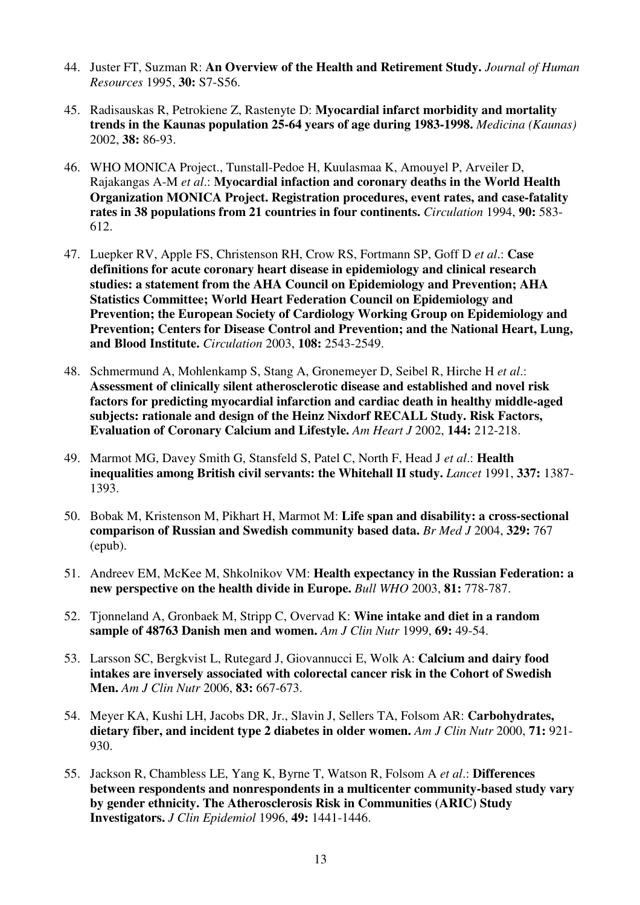44. Juster FT, Suzman R: **An Overview of the Health and Retirement Study.** *Journal of Human Resources* 1995, **30:** S7-S56.

45. Radisauskas R, Petrokiene Z, Rastenyte D: **Myocardial infarct morbidity and mortality trends in the Kaunas population 25-64 years of age during 1983-1998.** *Medicina (Kaunas)* 2002, **38:** 86-93.

46. WHO MONICA Project., Tunstall-Pedoe H, Kuulasmaa K, Amouyel P, Arveiler D, Rajakangas A-M *et al*.: **Myocardial infaction and coronary deaths in the World Health Organization MONICA Project. Registration procedures, event rates, and case-fatality rates in 38 populations from 21 countries in four continents.** *Circulation* 1994, **90:** 583-612.

47. Luepker RV, Apple FS, Christenson RH, Crow RS, Fortmann SP, Goff D *et al*.: **Case definitions for acute coronary heart disease in epidemiology and clinical research studies: a statement from the AHA Council on Epidemiology and Prevention; AHA Statistics Committee; World Heart Federation Council on Epidemiology and Prevention; the European Society of Cardiology Working Group on Epidemiology and Prevention; Centers for Disease Control and Prevention; and the National Heart, Lung, and Blood Institute.** *Circulation* 2003, **108:** 2543-2549.

48. Schmermund A, Mohlenkamp S, Stang A, Gronemeyer D, Seibel R, Hirche H *et al*.: **Assessment of clinically silent atherosclerotic disease and established and novel risk factors for predicting myocardial infarction and cardiac death in healthy middle-aged subjects: rationale and design of the Heinz Nixdorf RECALL Study. Risk Factors, Evaluation of Coronary Calcium and Lifestyle.** *Am Heart J* 2002, **144:** 212-218.

49. Marmot MG, Davey Smith G, Stansfeld S, Patel C, North F, Head J *et al*.: **Health inequalities among British civil servants: the Whitehall II study.** *Lancet* 1991, **337:** 1387-1393.

50. Bobak M, Kristenson M, Pikhart H, Marmot M: **Life span and disability: a cross-sectional comparison of Russian and Swedish community based data.** *Br Med J* 2004, **329:** 767 (epub).

51. Andreev EM, McKee M, Shkolnikov VM: **Health expectancy in the Russian Federation: a new perspective on the health divide in Europe.** *Bull WHO* 2003, **81:** 778-787.

52. Tjonneland A, Gronbaek M, Stripp C, Overvad K: **Wine intake and diet in a random sample of 48763 Danish men and women.** *Am J Clin Nutr* 1999, **69:** 49-54.

53. Larsson SC, Bergkvist L, Rutegard J, Giovannucci E, Wolk A: **Calcium and dairy food intakes are inversely associated with colorectal cancer risk in the Cohort of Swedish Men.** *Am J Clin Nutr* 2006, **83:** 667-673.

54. Meyer KA, Kushi LH, Jacobs DR, Jr., Slavin J, Sellers TA, Folsom AR: **Carbohydrates, dietary fiber, and incident type 2 diabetes in older women.** *Am J Clin Nutr* 2000, **71:** 921-930.

55. Jackson R, Chambless LE, Yang K, Byrne T, Watson R, Folsom A *et al*.: **Differences between respondents and nonrespondents in a multicenter community-based study vary by gender ethnicity. The Atherosclerosis Risk in Communities (ARIC) Study Investigators.** *J Clin Epidemiol* 1996, **49:** 1441-1446.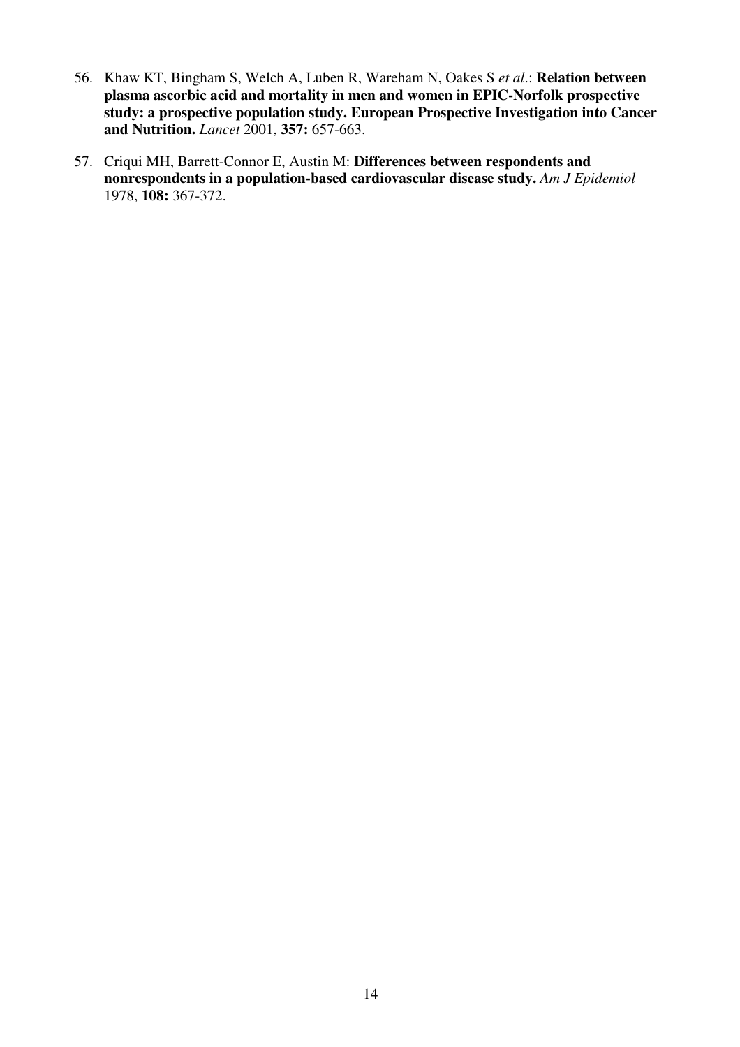56. Khaw KT, Bingham S, Welch A, Luben R, Wareham N, Oakes S *et al*.: **Relation between plasma ascorbic acid and mortality in men and women in EPIC-Norfolk prospective study: a prospective population study. European Prospective Investigation into Cancer and Nutrition.** *Lancet* 2001, **357:** 657-663.

57. Criqui MH, Barrett-Connor E, Austin M: **Differences between respondents and nonrespondents in a population-based cardiovascular disease study.** *Am J Epidemiol* 1978, **108:** 367-372.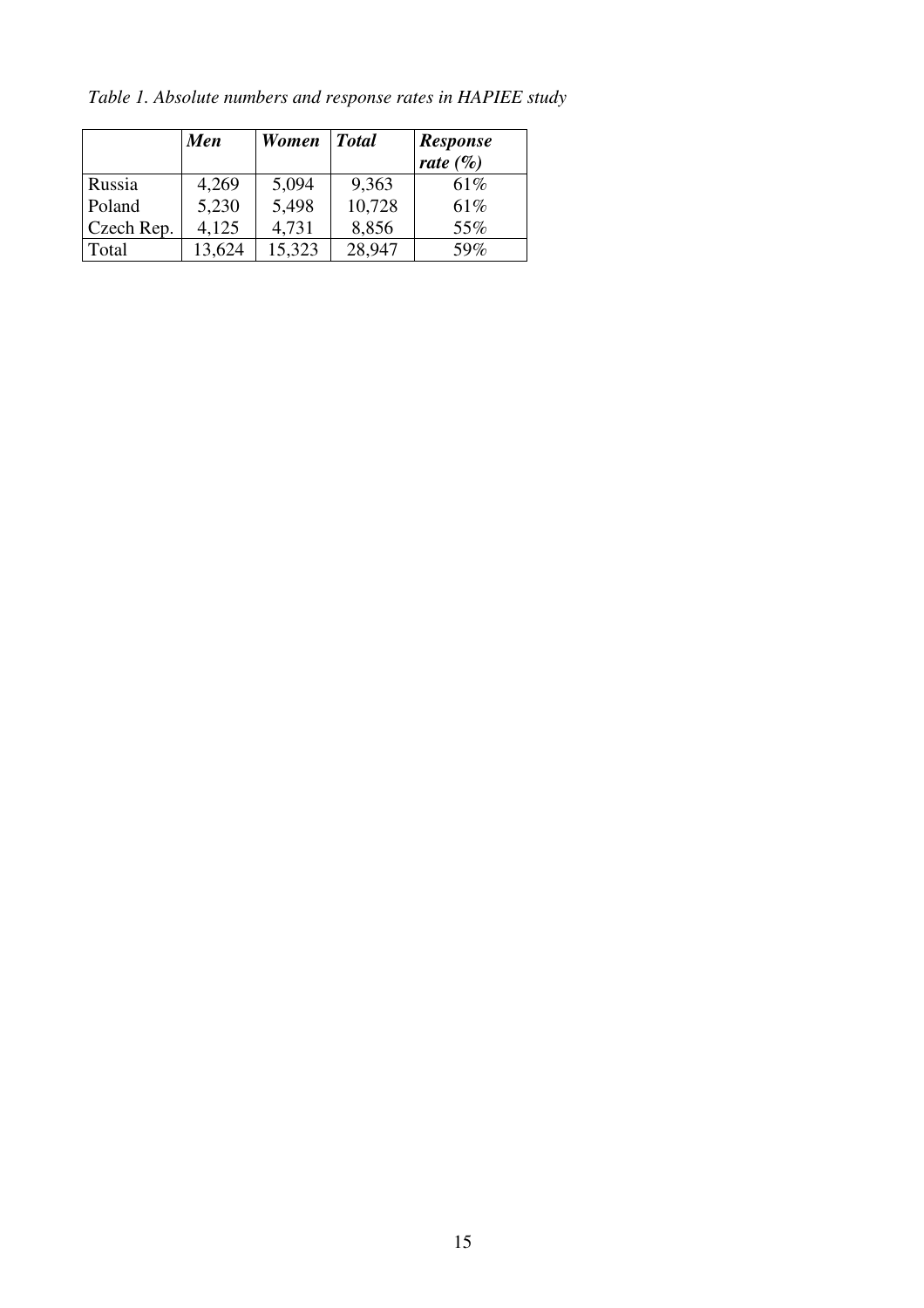*Table 1. Absolute numbers and response rates in HAPIEE study*

| | ***Men*** | ***Women*** | ***Total*** | ***Response rate (%)*** |
|---|---|---|---|---|
| Russia | 4,269 | 5,094 | 9,363 | 61% |
| Poland | 5,230 | 5,498 | 10,728 | 61% |
| Czech Rep. | 4,125 | 4,731 | 8,856 | 55% |
| Total | 13,624 | 15,323 | 28,947 | 59% |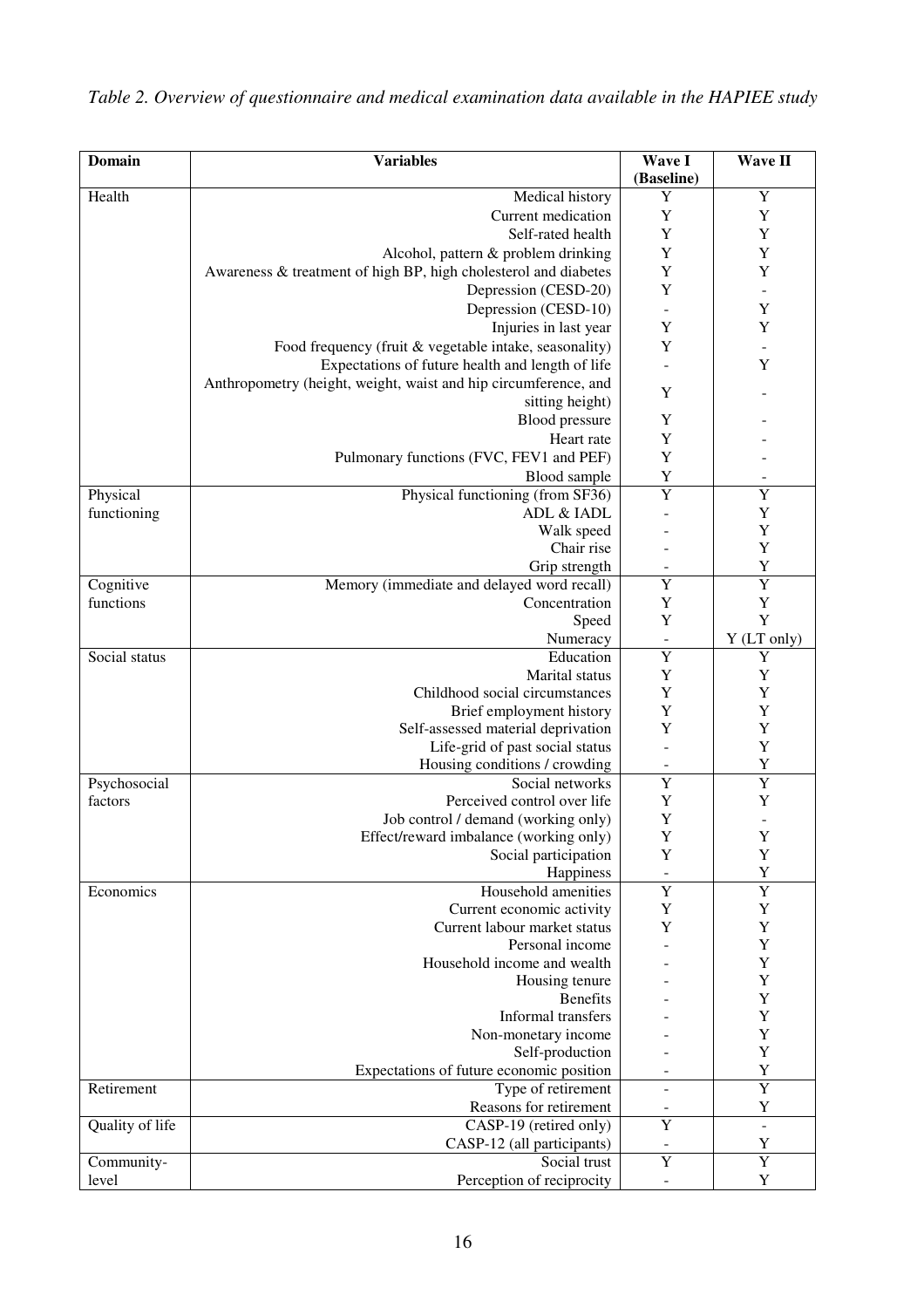*Table 2. Overview of questionnaire and medical examination data available in the HAPIEE study*

| Domain | Variables | Wave I (Baseline) | Wave II |
|---|---|---|---|
| Health | Medical history | Y | Y |
| | Current medication | Y | Y |
| | Self-rated health | Y | Y |
| | Alcohol, pattern & problem drinking | Y | Y |
| | Awareness & treatment of high BP, high cholesterol and diabetes | Y | Y |
| | Depression (CESD-20) | Y | - |
| | Depression (CESD-10) | - | Y |
| | Injuries in last year | Y | Y |
| | Food frequency (fruit & vegetable intake, seasonality) | Y | - |
| | Expectations of future health and length of life | - | Y |
| | Anthropometry (height, weight, waist and hip circumference, and sitting height) | Y | - |
| | Blood pressure | Y | - |
| | Heart rate | Y | - |
| | Pulmonary functions (FVC, FEV1 and PEF) | Y | - |
| | Blood sample | Y | - |
| Physical functioning | Physical functioning (from SF36) | Y | Y |
| | ADL & IADL | - | Y |
| | Walk speed | - | Y |
| | Chair rise | - | Y |
| | Grip strength | - | Y |
| Cognitive functions | Memory (immediate and delayed word recall) | Y | Y |
| | Concentration | Y | Y |
| | Speed | Y | Y |
| | Numeracy | - | Y (LT only) |
| Social status | Education | Y | Y |
| | Marital status | Y | Y |
| | Childhood social circumstances | Y | Y |
| | Brief employment history | Y | Y |
| | Self-assessed material deprivation | Y | Y |
| | Life-grid of past social status | - | Y |
| | Housing conditions / crowding | - | Y |
| Psychosocial factors | Social networks | Y | Y |
| | Perceived control over life | Y | Y |
| | Job control / demand (working only) | Y | - |
| | Effect/reward imbalance (working only) | Y | Y |
| | Social participation | Y | Y |
| | Happiness | - | Y |
| Economics | Household amenities | Y | Y |
| | Current economic activity | Y | Y |
| | Current labour market status | Y | Y |
| | Personal income | - | Y |
| | Household income and wealth | - | Y |
| | Housing tenure | - | Y |
| | Benefits | - | Y |
| | Informal transfers | - | Y |
| | Non-monetary income | - | Y |
| | Self-production | - | Y |
| | Expectations of future economic position | - | Y |
| Retirement | Type of retirement | - | Y |
| | Reasons for retirement | - | Y |
| Quality of life | CASP-19 (retired only) | Y | - |
| | CASP-12 (all participants) | - | Y |
| Community-level | Social trust | Y | Y |
| | Perception of reciprocity | - | Y |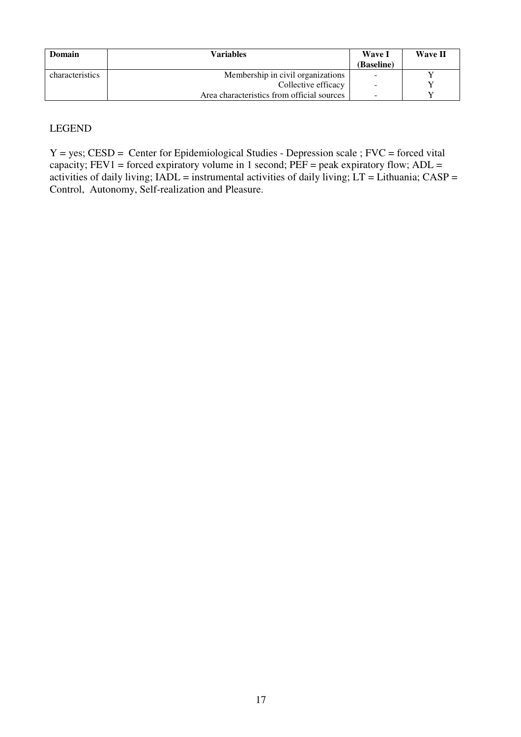| Domain | Variables | Wave I (Baseline) | Wave II |
|---|---|---|---|
| characteristics | Membership in civil organizations | - | Y |
| | Collective efficacy | - | Y |
| | Area characteristics from official sources | - | Y |

LEGEND

Y = yes; CESD = Center for Epidemiological Studies - Depression scale ; FVC = forced vital capacity; FEV1 = forced expiratory volume in 1 second; PEF = peak expiratory flow; ADL = activities of daily living; IADL = instrumental activities of daily living; LT = Lithuania; CASP = Control, Autonomy, Self-realization and Pleasure.